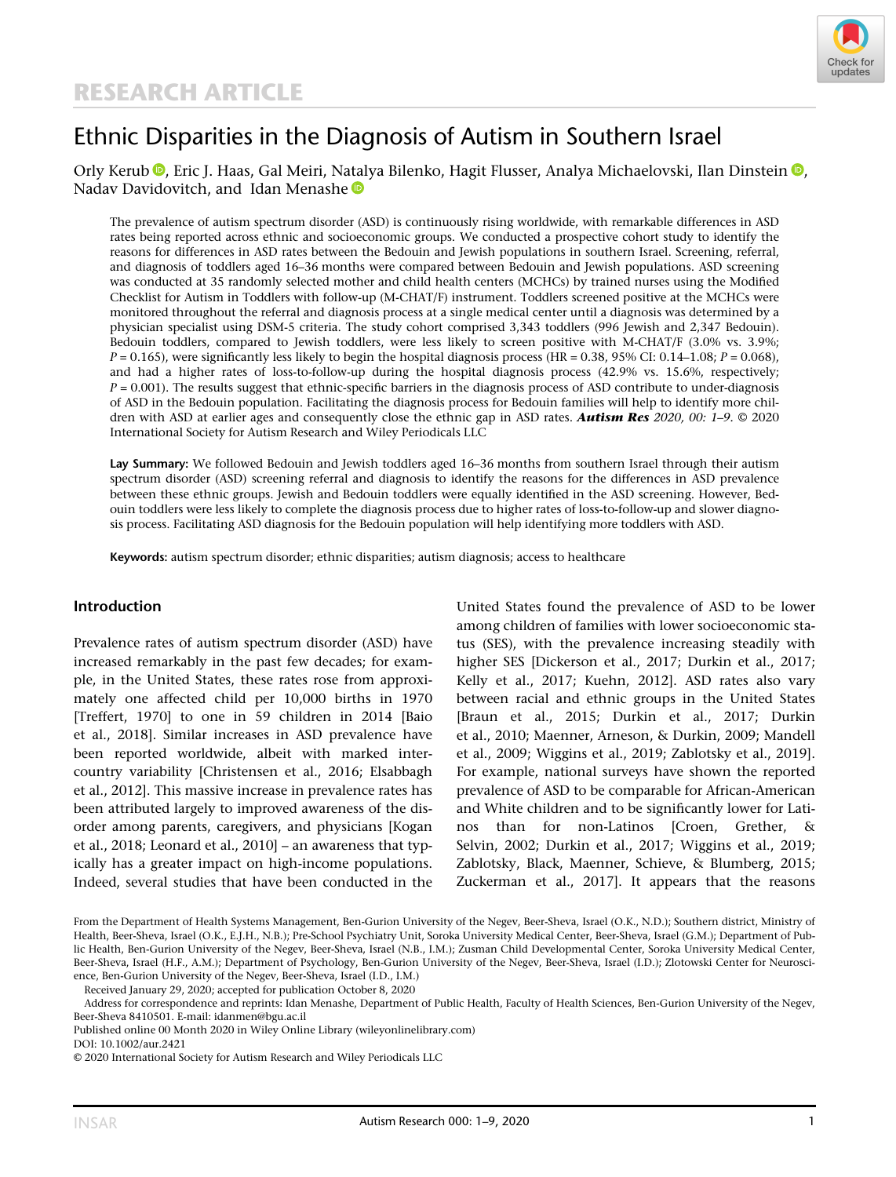RESEARCH ARTICLE

# Ethnic Disparities in the Diagnosis of Autism in Southern Israel

Orly Kerub, Eric J. Haas, Gal Meiri, Natalya Bilenko, Hagit Flusser, Analya Michaelovski, Ilan Dinstein, Nadav Davidovitch, and Idan Menashe

The prevalence of autism spectrum disorder (ASD) is continuously rising worldwide, with remarkable differences in ASD rates being reported across ethnic and socioeconomic groups. We conducted a prospective cohort study to identify the reasons for differences in ASD rates between the Bedouin and Jewish populations in southern Israel. Screening, referral, and diagnosis of toddlers aged 16–36 months were compared between Bedouin and Jewish populations. ASD screening was conducted at 35 randomly selected mother and child health centers (MCHCs) by trained nurses using the Modified Checklist for Autism in Toddlers with follow-up (M-CHAT/F) instrument. Toddlers screened positive at the MCHCs were monitored throughout the referral and diagnosis process at a single medical center until a diagnosis was determined by a physician specialist using DSM-5 criteria. The study cohort comprised 3,343 toddlers (996 Jewish and 2,347 Bedouin). Bedouin toddlers, compared to Jewish toddlers, were less likely to screen positive with M-CHAT/F (3.0% vs. 3.9%; $P = 0.165$), were significantly less likely to begin the hospital diagnosis process (HR = 0.38, 95% CI: 0.14–1.08; $P = 0.068$), and had a higher rates of loss-to-follow-up during the hospital diagnosis process (42.9% vs. 15.6%, respectively; $P = 0.001$). The results suggest that ethnic-specific barriers in the diagnosis process of ASD contribute to under-diagnosis of ASD in the Bedouin population. Facilitating the diagnosis process for Bedouin families will help to identify more children with ASD at earlier ages and consequently close the ethnic gap in ASD rates. ***Autism Res** 2020, 00: 1–9.* © 2020 International Society for Autism Research and Wiley Periodicals LLC

**Lay Summary:** We followed Bedouin and Jewish toddlers aged 16–36 months from southern Israel through their autism spectrum disorder (ASD) screening referral and diagnosis to identify the reasons for the differences in ASD prevalence between these ethnic groups. Jewish and Bedouin toddlers were equally identified in the ASD screening. However, Bedouin toddlers were less likely to complete the diagnosis process due to higher rates of loss-to-follow-up and slower diagnosis process. Facilitating ASD diagnosis for the Bedouin population will help identifying more toddlers with ASD.

**Keywords:** autism spectrum disorder; ethnic disparities; autism diagnosis; access to healthcare

## Introduction

Prevalence rates of autism spectrum disorder (ASD) have increased remarkably in the past few decades; for example, in the United States, these rates rose from approximately one affected child per 10,000 births in 1970 [Treffert, 1970] to one in 59 children in 2014 [Baio et al., 2018]. Similar increases in ASD prevalence have been reported worldwide, albeit with marked intercountry variability [Christensen et al., 2016; Elsabbagh et al., 2012]. This massive increase in prevalence rates has been attributed largely to improved awareness of the disorder among parents, caregivers, and physicians [Kogan et al., 2018; Leonard et al., 2010] – an awareness that typically has a greater impact on high-income populations. Indeed, several studies that have been conducted in the United States found the prevalence of ASD to be lower among children of families with lower socioeconomic status (SES), with the prevalence increasing steadily with higher SES [Dickerson et al., 2017; Durkin et al., 2017; Kelly et al., 2017; Kuehn, 2012]. ASD rates also vary between racial and ethnic groups in the United States [Braun et al., 2015; Durkin et al., 2017; Durkin et al., 2010; Maenner, Arneson, & Durkin, 2009; Mandell et al., 2009; Wiggins et al., 2019; Zablotsky et al., 2019]. For example, national surveys have shown the reported prevalence of ASD to be comparable for African-American and White children and to be significantly lower for Latinos than for non-Latinos [Croen, Grether, & Selvin, 2002; Durkin et al., 2017; Wiggins et al., 2019; Zablotsky, Black, Maenner, Schieve, & Blumberg, 2015; Zuckerman et al., 2017]. It appears that the reasons

From the Department of Health Systems Management, Ben-Gurion University of the Negev, Beer-Sheva, Israel (O.K., N.D.); Southern district, Ministry of Health, Beer-Sheva, Israel (O.K., E.J.H., N.B.); Pre-School Psychiatry Unit, Soroka University Medical Center, Beer-Sheva, Israel (G.M.); Department of Public Health, Ben-Gurion University of the Negev, Beer-Sheva, Israel (N.B., I.M.); Zusman Child Developmental Center, Soroka University Medical Center, Beer-Sheva, Israel (H.F., A.M.); Department of Psychology, Ben-Gurion University of the Negev, Beer-Sheva, Israel (I.D.); Zlotowski Center for Neuroscience, Ben-Gurion University of the Negev, Beer-Sheva, Israel (I.D., I.M.)

Received January 29, 2020; accepted for publication October 8, 2020

Address for correspondence and reprints: Idan Menashe, Department of Public Health, Faculty of Health Sciences, Ben-Gurion University of the Negev, Beer-Sheva 8410501. E-mail: idanmen@bgu.ac.il

Published online 00 Month 2020 in Wiley Online Library (wileyonlinelibrary.com)

DOI: 10.1002/aur.2421

© 2020 International Society for Autism Research and Wiley Periodicals LLC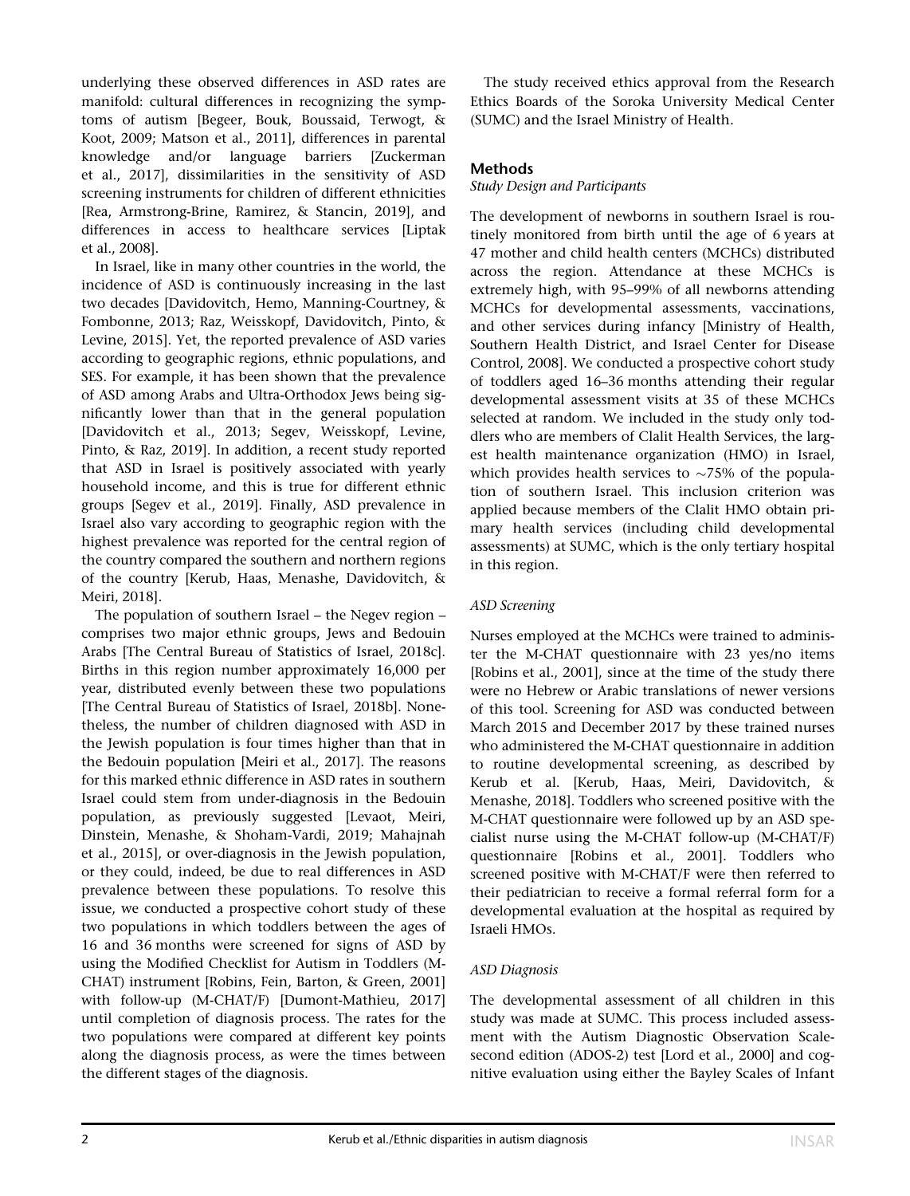underlying these observed differences in ASD rates are manifold: cultural differences in recognizing the symptoms of autism [Begeer, Bouk, Boussaid, Terwogt, & Koot, 2009; Matson et al., 2011], differences in parental knowledge and/or language barriers [Zuckerman et al., 2017], dissimilarities in the sensitivity of ASD screening instruments for children of different ethnicities [Rea, Armstrong-Brine, Ramirez, & Stancin, 2019], and differences in access to healthcare services [Liptak et al., 2008].

In Israel, like in many other countries in the world, the incidence of ASD is continuously increasing in the last two decades [Davidovitch, Hemo, Manning-Courtney, & Fombonne, 2013; Raz, Weisskopf, Davidovitch, Pinto, & Levine, 2015]. Yet, the reported prevalence of ASD varies according to geographic regions, ethnic populations, and SES. For example, it has been shown that the prevalence of ASD among Arabs and Ultra-Orthodox Jews being significantly lower than that in the general population [Davidovitch et al., 2013; Segev, Weisskopf, Levine, Pinto, & Raz, 2019]. In addition, a recent study reported that ASD in Israel is positively associated with yearly household income, and this is true for different ethnic groups [Segev et al., 2019]. Finally, ASD prevalence in Israel also vary according to geographic region with the highest prevalence was reported for the central region of the country compared the southern and northern regions of the country [Kerub, Haas, Menashe, Davidovitch, & Meiri, 2018].

The population of southern Israel – the Negev region – comprises two major ethnic groups, Jews and Bedouin Arabs [The Central Bureau of Statistics of Israel, 2018c]. Births in this region number approximately 16,000 per year, distributed evenly between these two populations [The Central Bureau of Statistics of Israel, 2018b]. Nonetheless, the number of children diagnosed with ASD in the Jewish population is four times higher than that in the Bedouin population [Meiri et al., 2017]. The reasons for this marked ethnic difference in ASD rates in southern Israel could stem from under-diagnosis in the Bedouin population, as previously suggested [Levaot, Meiri, Dinstein, Menashe, & Shoham-Vardi, 2019; Mahajnah et al., 2015], or over-diagnosis in the Jewish population, or they could, indeed, be due to real differences in ASD prevalence between these populations. To resolve this issue, we conducted a prospective cohort study of these two populations in which toddlers between the ages of 16 and 36 months were screened for signs of ASD by using the Modified Checklist for Autism in Toddlers (M-CHAT) instrument [Robins, Fein, Barton, & Green, 2001] with follow-up (M-CHAT/F) [Dumont-Mathieu, 2017] until completion of diagnosis process. The rates for the two populations were compared at different key points along the diagnosis process, as were the times between the different stages of the diagnosis.

The study received ethics approval from the Research Ethics Boards of the Soroka University Medical Center (SUMC) and the Israel Ministry of Health.

## Methods

### *Study Design and Participants*

The development of newborns in southern Israel is routinely monitored from birth until the age of 6 years at 47 mother and child health centers (MCHCs) distributed across the region. Attendance at these MCHCs is extremely high, with 95–99% of all newborns attending MCHCs for developmental assessments, vaccinations, and other services during infancy [Ministry of Health, Southern Health District, and Israel Center for Disease Control, 2008]. We conducted a prospective cohort study of toddlers aged 16–36 months attending their regular developmental assessment visits at 35 of these MCHCs selected at random. We included in the study only toddlers who are members of Clalit Health Services, the largest health maintenance organization (HMO) in Israel, which provides health services to ∼75% of the population of southern Israel. This inclusion criterion was applied because members of the Clalit HMO obtain primary health services (including child developmental assessments) at SUMC, which is the only tertiary hospital in this region.

### *ASD Screening*

Nurses employed at the MCHCs were trained to administer the M-CHAT questionnaire with 23 yes/no items [Robins et al., 2001], since at the time of the study there were no Hebrew or Arabic translations of newer versions of this tool. Screening for ASD was conducted between March 2015 and December 2017 by these trained nurses who administered the M-CHAT questionnaire in addition to routine developmental screening, as described by Kerub et al. [Kerub, Haas, Meiri, Davidovitch, & Menashe, 2018]. Toddlers who screened positive with the M-CHAT questionnaire were followed up by an ASD specialist nurse using the M-CHAT follow-up (M-CHAT/F) questionnaire [Robins et al., 2001]. Toddlers who screened positive with M-CHAT/F were then referred to their pediatrician to receive a formal referral form for a developmental evaluation at the hospital as required by Israeli HMOs.

### *ASD Diagnosis*

The developmental assessment of all children in this study was made at SUMC. This process included assessment with the Autism Diagnostic Observation Scale-second edition (ADOS-2) test [Lord et al., 2000] and cognitive evaluation using either the Bayley Scales of Infant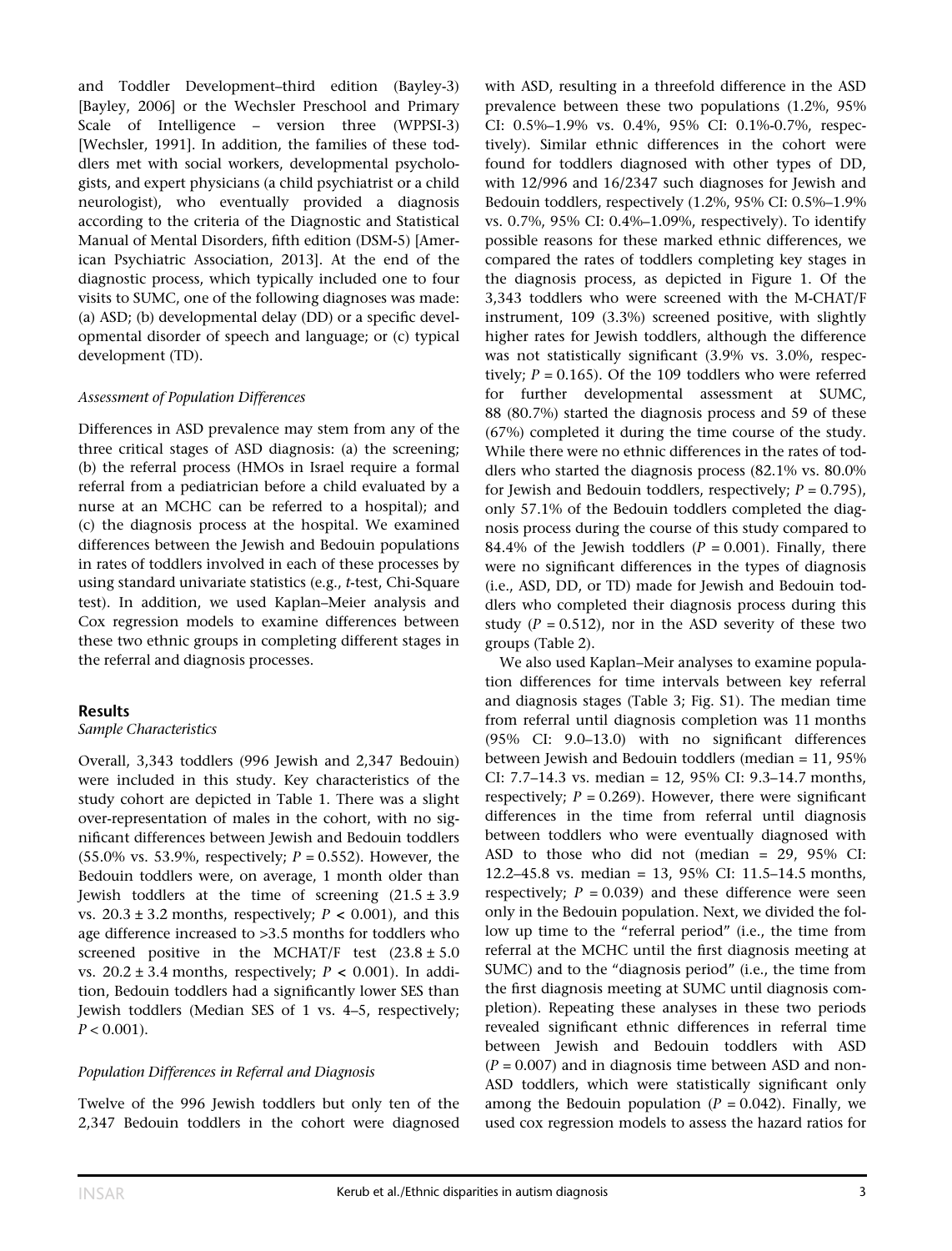and Toddler Development–third edition (Bayley-3) [Bayley, 2006] or the Wechsler Preschool and Primary Scale of Intelligence – version three (WPPSI-3) [Wechsler, 1991]. In addition, the families of these toddlers met with social workers, developmental psychologists, and expert physicians (a child psychiatrist or a child neurologist), who eventually provided a diagnosis according to the criteria of the Diagnostic and Statistical Manual of Mental Disorders, fifth edition (DSM-5) [American Psychiatric Association, 2013]. At the end of the diagnostic process, which typically included one to four visits to SUMC, one of the following diagnoses was made: (a) ASD; (b) developmental delay (DD) or a specific developmental disorder of speech and language; or (c) typical development (TD).

### *Assessment of Population Differences*

Differences in ASD prevalence may stem from any of the three critical stages of ASD diagnosis: (a) the screening; (b) the referral process (HMOs in Israel require a formal referral from a pediatrician before a child evaluated by a nurse at an MCHC can be referred to a hospital); and (c) the diagnosis process at the hospital. We examined differences between the Jewish and Bedouin populations in rates of toddlers involved in each of these processes by using standard univariate statistics (e.g., *t*-test, Chi-Square test). In addition, we used Kaplan–Meier analysis and Cox regression models to examine differences between these two ethnic groups in completing different stages in the referral and diagnosis processes.

## Results

### *Sample Characteristics*

Overall, 3,343 toddlers (996 Jewish and 2,347 Bedouin) were included in this study. Key characteristics of the study cohort are depicted in Table 1. There was a slight over-representation of males in the cohort, with no significant differences between Jewish and Bedouin toddlers (55.0% vs. 53.9%, respectively; $P = 0.552$). However, the Bedouin toddlers were, on average, 1 month older than Jewish toddlers at the time of screening ($21.5 \pm 3.9$ vs. $20.3 \pm 3.2$ months, respectively; $P < 0.001$), and this age difference increased to >3.5 months for toddlers who screened positive in the MCHAT/F test ($23.8 \pm 5.0$ vs. $20.2 \pm 3.4$ months, respectively; $P < 0.001$). In addition, Bedouin toddlers had a significantly lower SES than Jewish toddlers (Median SES of 1 vs. 4–5, respectively; $P < 0.001$).

### *Population Differences in Referral and Diagnosis*

Twelve of the 996 Jewish toddlers but only ten of the 2,347 Bedouin toddlers in the cohort were diagnosed with ASD, resulting in a threefold difference in the ASD prevalence between these two populations (1.2%, 95% CI: 0.5%–1.9% vs. 0.4%, 95% CI: 0.1%-0.7%, respectively). Similar ethnic differences in the cohort were found for toddlers diagnosed with other types of DD, with 12/996 and 16/2347 such diagnoses for Jewish and Bedouin toddlers, respectively (1.2%, 95% CI: 0.5%–1.9% vs. 0.7%, 95% CI: 0.4%–1.09%, respectively). To identify possible reasons for these marked ethnic differences, we compared the rates of toddlers completing key stages in the diagnosis process, as depicted in Figure 1. Of the 3,343 toddlers who were screened with the M-CHAT/F instrument, 109 (3.3%) screened positive, with slightly higher rates for Jewish toddlers, although the difference was not statistically significant (3.9% vs. 3.0%, respectively; $P = 0.165$). Of the 109 toddlers who were referred for further developmental assessment at SUMC, 88 (80.7%) started the diagnosis process and 59 of these (67%) completed it during the time course of the study. While there were no ethnic differences in the rates of toddlers who started the diagnosis process (82.1% vs. 80.0% for Jewish and Bedouin toddlers, respectively; $P = 0.795$), only 57.1% of the Bedouin toddlers completed the diagnosis process during the course of this study compared to 84.4% of the Jewish toddlers ($P = 0.001$). Finally, there were no significant differences in the types of diagnosis (i.e., ASD, DD, or TD) made for Jewish and Bedouin toddlers who completed their diagnosis process during this study ($P = 0.512$), nor in the ASD severity of these two groups (Table 2).

We also used Kaplan–Meir analyses to examine population differences for time intervals between key referral and diagnosis stages (Table 3; Fig. S1). The median time from referral until diagnosis completion was 11 months (95% CI: 9.0–13.0) with no significant differences between Jewish and Bedouin toddlers (median = 11, 95% CI: 7.7–14.3 vs. median = 12, 95% CI: 9.3–14.7 months, respectively; $P = 0.269$). However, there were significant differences in the time from referral until diagnosis between toddlers who were eventually diagnosed with ASD to those who did not (median = 29, 95% CI: 12.2–45.8 vs. median = 13, 95% CI: 11.5–14.5 months, respectively; $P = 0.039$) and these difference were seen only in the Bedouin population. Next, we divided the follow up time to the "referral period" (i.e., the time from referral at the MCHC until the first diagnosis meeting at SUMC) and to the "diagnosis period" (i.e., the time from the first diagnosis meeting at SUMC until diagnosis completion). Repeating these analyses in these two periods revealed significant ethnic differences in referral time between Jewish and Bedouin toddlers with ASD ($P = 0.007$) and in diagnosis time between ASD and non-ASD toddlers, which were statistically significant only among the Bedouin population ($P = 0.042$). Finally, we used cox regression models to assess the hazard ratios for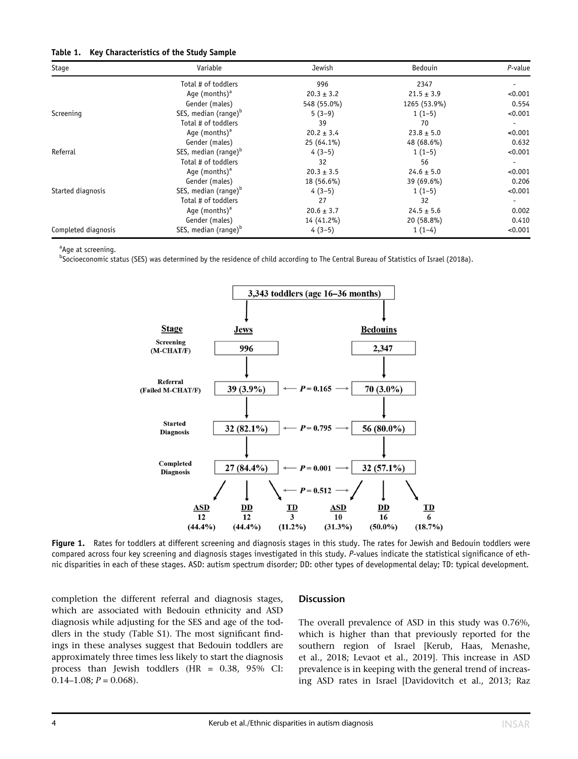**Table 1. Key Characteristics of the Study Sample**

| Stage | Variable | Jewish | Bedouin | *P*-value |
|---|---|---|---|---|
| | Total # of toddlers | 996 | 2347 | - |
| | Age (months)[a] | 20.3 ± 3.2 | 21.5 ± 3.9 | <0.001 |
| | Gender (males) | 548 (55.0%) | 1265 (53.9%) | 0.554 |
| Screening | SES, median (range)[b] | 5 (3–9) | 1 (1–5) | <0.001 |
| | Total # of toddlers | 39 | 70 | - |
| | Age (months)[a] | 20.2 ± 3.4 | 23.8 ± 5.0 | <0.001 |
| | Gender (males) | 25 (64.1%) | 48 (68.6%) | 0.632 |
| Referral | SES, median (range)[b] | 4 (3–5) | 1 (1–5) | <0.001 |
| | Total # of toddlers | 32 | 56 | - |
| | Age (months)[a] | 20.3 ± 3.5 | 24.6 ± 5.0 | <0.001 |
| | Gender (males) | 18 (56.6%) | 39 (69.6%) | 0.206 |
| Started diagnosis | SES, median (range)[b] | 4 (3–5) | 1 (1–5) | <0.001 |
| | Total # of toddlers | 27 | 32 | - |
| | Age (months)[a] | 20.6 ± 3.7 | 24.5 ± 5.6 | 0.002 |
| | Gender (males) | 14 (41.2%) | 20 (58.8%) | 0.410 |
| Completed diagnosis | SES, median (range)[b] | 4 (3–5) | 1 (1–4) | <0.001 |

[a]Age at screening.

[b]Socioeconomic status (SES) was determined by the residence of child according to The Central Bureau of Statistics of Israel (2018a).

**Figure 1.** Rates for toddlers at different screening and diagnosis stages in this study. The rates for Jewish and Bedouin toddlers were compared across four key screening and diagnosis stages investigated in this study. *P*-values indicate the statistical significance of ethnic disparities in each of these stages. ASD: autism spectrum disorder; DD: other types of developmental delay; TD: typical development.

completion the different referral and diagnosis stages, which are associated with Bedouin ethnicity and ASD diagnosis while adjusting for the SES and age of the toddlers in the study (Table S1). The most significant findings in these analyses suggest that Bedouin toddlers are approximately three times less likely to start the diagnosis process than Jewish toddlers (HR = 0.38, 95% CI: 0.14–1.08; $P = 0.068$).

## Discussion

The overall prevalence of ASD in this study was 0.76%, which is higher than that previously reported for the southern region of Israel [Kerub, Haas, Menashe, et al., 2018; Levaot et al., 2019]. This increase in ASD prevalence is in keeping with the general trend of increasing ASD rates in Israel [Davidovitch et al., 2013; Raz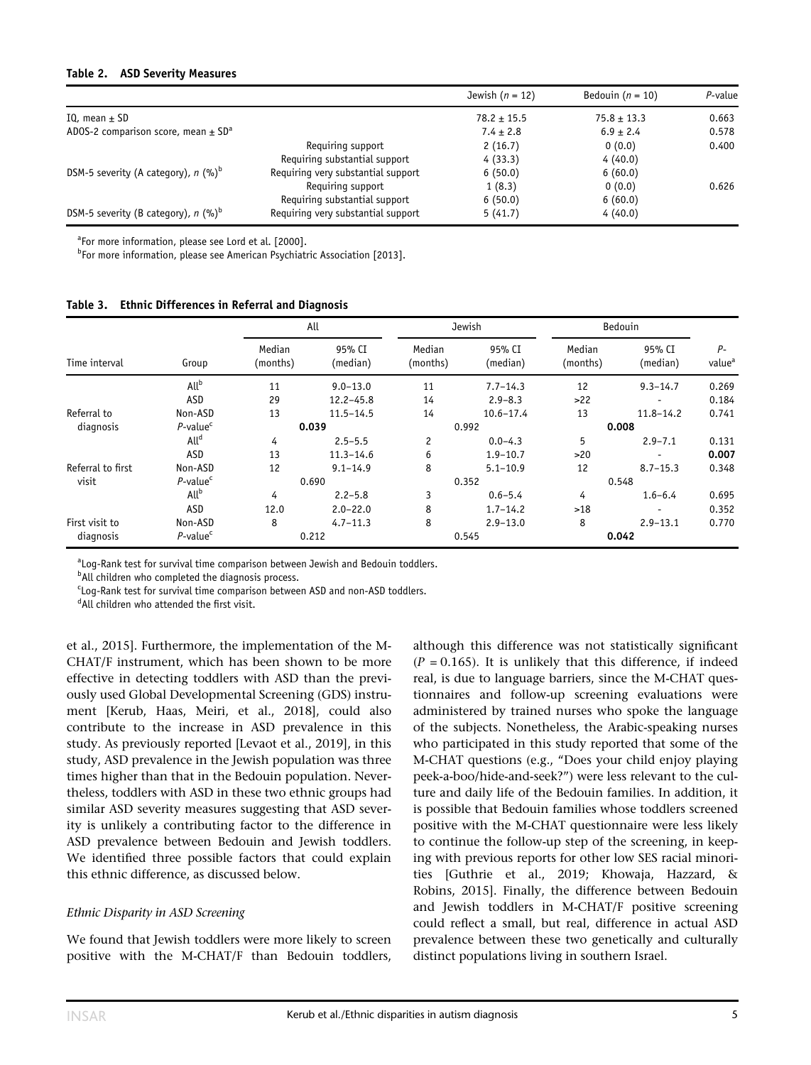**Table 2. ASD Severity Measures**

| | | Jewish ($n$ = 12) | Bedouin ($n$ = 10) | $P$-value |
|---|---|---|---|---|
| IQ, mean ± SD | | 78.2 ± 15.5 | 75.8 ± 13.3 | 0.663 |
| ADOS-2 comparison score, mean ± SD[a] | | 7.4 ± 2.8 | 6.9 ± 2.4 | 0.578 |
| | Requiring support | 2 (16.7) | 0 (0.0) | 0.400 |
| | Requiring substantial support | 4 (33.3) | 4 (40.0) | |
| DSM-5 severity (A category), $n$ (%)[b] | Requiring very substantial support | 6 (50.0) | 6 (60.0) | |
| | Requiring support | 1 (8.3) | 0 (0.0) | 0.626 |
| | Requiring substantial support | 6 (50.0) | 6 (60.0) | |
| DSM-5 severity (B category), $n$ (%)[b] | Requiring very substantial support | 5 (41.7) | 4 (40.0) | |

[a]For more information, please see Lord et al. [2000].
[b]For more information, please see American Psychiatric Association [2013].

**Table 3. Ethnic Differences in Referral and Diagnosis**

| | | All | | Jewish | | Bedouin | | |
|---|---|---|---|---|---|---|---|---|
| Time interval | Group | Median (months) | 95% CI (median) | Median (months) | 95% CI (median) | Median (months) | 95% CI (median) | $P$-value[a] |
| Referral to diagnosis | All[b] | 11 | 9.0–13.0 | 11 | 7.7–14.3 | 12 | 9.3–14.7 | 0.269 |
| | ASD | 29 | 12.2–45.8 | 14 | 2.9–8.3 | >22 | - | 0.184 |
| | Non-ASD | 13 | 11.5–14.5 | 14 | 10.6–17.4 | 13 | 11.8–14.2 | 0.741 |
| | $P$-value[c] | 0.039 | | 0.992 | | **0.008** | | |
| Referral to first visit | All[d] | 4 | 2.5–5.5 | 2 | 0.0–4.3 | 5 | 2.9–7.1 | 0.131 |
| | ASD | 13 | 11.3–14.6 | 6 | 1.9–10.7 | >20 | - | **0.007** |
| | Non-ASD | 12 | 9.1–14.9 | 8 | 5.1–10.9 | 12 | 8.7–15.3 | 0.348 |
| | $P$-value[c] | 0.690 | | 0.352 | | 0.548 | | |
| First visit to diagnosis | All[b] | 4 | 2.2–5.8 | 3 | 0.6–5.4 | 4 | 1.6–6.4 | 0.695 |
| | ASD | 12.0 | 2.0–22.0 | 8 | 1.7–14.2 | >18 | - | 0.352 |
| | Non-ASD | 8 | 4.7–11.3 | 8 | 2.9–13.0 | 8 | 2.9–13.1 | 0.770 |
| | $P$-value[c] | 0.212 | | 0.545 | | **0.042** | | |

[a]Log-Rank test for survival time comparison between Jewish and Bedouin toddlers.
[b]All children who completed the diagnosis process.
[c]Log-Rank test for survival time comparison between ASD and non-ASD toddlers.
[d]All children who attended the first visit.

et al., 2015]. Furthermore, the implementation of the M-CHAT/F instrument, which has been shown to be more effective in detecting toddlers with ASD than the previously used Global Developmental Screening (GDS) instrument [Kerub, Haas, Meiri, et al., 2018], could also contribute to the increase in ASD prevalence in this study. As previously reported [Levaot et al., 2019], in this study, ASD prevalence in the Jewish population was three times higher than that in the Bedouin population. Nevertheless, toddlers with ASD in these two ethnic groups had similar ASD severity measures suggesting that ASD severity is unlikely a contributing factor to the difference in ASD prevalence between Bedouin and Jewish toddlers. We identified three possible factors that could explain this ethnic difference, as discussed below.

### *Ethnic Disparity in ASD Screening*

We found that Jewish toddlers were more likely to screen positive with the M-CHAT/F than Bedouin toddlers, although this difference was not statistically significant ($P$ = 0.165). It is unlikely that this difference, if indeed real, is due to language barriers, since the M-CHAT questionnaires and follow-up screening evaluations were administered by trained nurses who spoke the language of the subjects. Nonetheless, the Arabic-speaking nurses who participated in this study reported that some of the M-CHAT questions (e.g., "Does your child enjoy playing peek-a-boo/hide-and-seek?") were less relevant to the culture and daily life of the Bedouin families. In addition, it is possible that Bedouin families whose toddlers screened positive with the M-CHAT questionnaire were less likely to continue the follow-up step of the screening, in keeping with previous reports for other low SES racial minorities [Guthrie et al., 2019; Khowaja, Hazzard, & Robins, 2015]. Finally, the difference between Bedouin and Jewish toddlers in M-CHAT/F positive screening could reflect a small, but real, difference in actual ASD prevalence between these two genetically and culturally distinct populations living in southern Israel.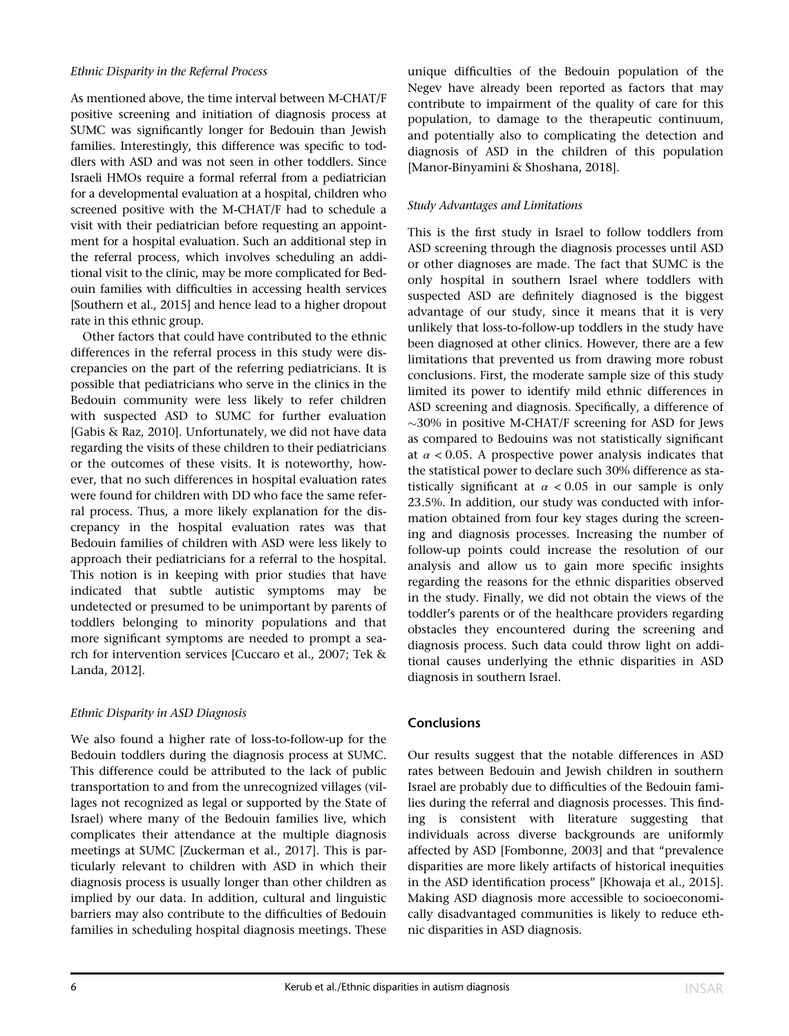*Ethnic Disparity in the Referral Process*

As mentioned above, the time interval between M-CHAT/F positive screening and initiation of diagnosis process at SUMC was significantly longer for Bedouin than Jewish families. Interestingly, this difference was specific to toddlers with ASD and was not seen in other toddlers. Since Israeli HMOs require a formal referral from a pediatrician for a developmental evaluation at a hospital, children who screened positive with the M-CHAT/F had to schedule a visit with their pediatrician before requesting an appointment for a hospital evaluation. Such an additional step in the referral process, which involves scheduling an additional visit to the clinic, may be more complicated for Bedouin families with difficulties in accessing health services [Southern et al., 2015] and hence lead to a higher dropout rate in this ethnic group.

Other factors that could have contributed to the ethnic differences in the referral process in this study were discrepancies on the part of the referring pediatricians. It is possible that pediatricians who serve in the clinics in the Bedouin community were less likely to refer children with suspected ASD to SUMC for further evaluation [Gabis & Raz, 2010]. Unfortunately, we did not have data regarding the visits of these children to their pediatricians or the outcomes of these visits. It is noteworthy, however, that no such differences in hospital evaluation rates were found for children with DD who face the same referral process. Thus, a more likely explanation for the discrepancy in the hospital evaluation rates was that Bedouin families of children with ASD were less likely to approach their pediatricians for a referral to the hospital. This notion is in keeping with prior studies that have indicated that subtle autistic symptoms may be undetected or presumed to be unimportant by parents of toddlers belonging to minority populations and that more significant symptoms are needed to prompt a search for intervention services [Cuccaro et al., 2007; Tek & Landa, 2012].

*Ethnic Disparity in ASD Diagnosis*

We also found a higher rate of loss-to-follow-up for the Bedouin toddlers during the diagnosis process at SUMC. This difference could be attributed to the lack of public transportation to and from the unrecognized villages (villages not recognized as legal or supported by the State of Israel) where many of the Bedouin families live, which complicates their attendance at the multiple diagnosis meetings at SUMC [Zuckerman et al., 2017]. This is particularly relevant to children with ASD in which their diagnosis process is usually longer than other children as implied by our data. In addition, cultural and linguistic barriers may also contribute to the difficulties of Bedouin families in scheduling hospital diagnosis meetings. These unique difficulties of the Bedouin population of the Negev have already been reported as factors that may contribute to impairment of the quality of care for this population, to damage to the therapeutic continuum, and potentially also to complicating the detection and diagnosis of ASD in the children of this population [Manor-Binyamini & Shoshana, 2018].

*Study Advantages and Limitations*

This is the first study in Israel to follow toddlers from ASD screening through the diagnosis processes until ASD or other diagnoses are made. The fact that SUMC is the only hospital in southern Israel where toddlers with suspected ASD are definitely diagnosed is the biggest advantage of our study, since it means that it is very unlikely that loss-to-follow-up toddlers in the study have been diagnosed at other clinics. However, there are a few limitations that prevented us from drawing more robust conclusions. First, the moderate sample size of this study limited its power to identify mild ethnic differences in ASD screening and diagnosis. Specifically, a difference of ~30% in positive M-CHAT/F screening for ASD for Jews as compared to Bedouins was not statistically significant at $\alpha < 0.05$. A prospective power analysis indicates that the statistical power to declare such 30% difference as statistically significant at $\alpha < 0.05$ in our sample is only 23.5%. In addition, our study was conducted with information obtained from four key stages during the screening and diagnosis processes. Increasing the number of follow-up points could increase the resolution of our analysis and allow us to gain more specific insights regarding the reasons for the ethnic disparities observed in the study. Finally, we did not obtain the views of the toddler's parents or of the healthcare providers regarding obstacles they encountered during the screening and diagnosis process. Such data could throw light on additional causes underlying the ethnic disparities in ASD diagnosis in southern Israel.

## Conclusions

Our results suggest that the notable differences in ASD rates between Bedouin and Jewish children in southern Israel are probably due to difficulties of the Bedouin families during the referral and diagnosis processes. This finding is consistent with literature suggesting that individuals across diverse backgrounds are uniformly affected by ASD [Fombonne, 2003] and that "prevalence disparities are more likely artifacts of historical inequities in the ASD identification process" [Khowaja et al., 2015]. Making ASD diagnosis more accessible to socioeconomically disadvantaged communities is likely to reduce ethnic disparities in ASD diagnosis.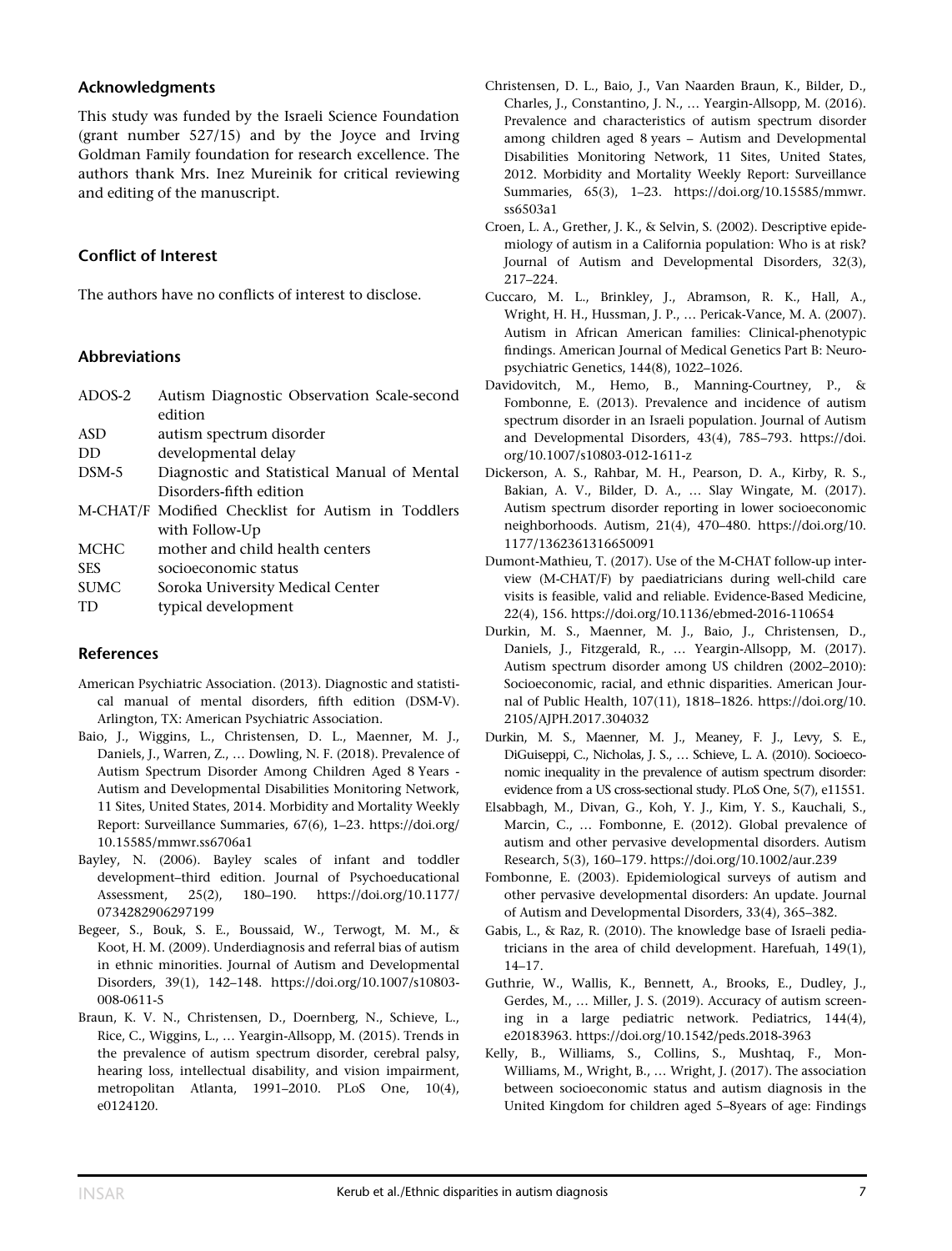## Acknowledgments

This study was funded by the Israeli Science Foundation (grant number 527/15) and by the Joyce and Irving Goldman Family foundation for research excellence. The authors thank Mrs. Inez Mureinik for critical reviewing and editing of the manuscript.

## Conflict of Interest

The authors have no conflicts of interest to disclose.

## Abbreviations

| | |
|---|---|
| ADOS-2 | Autism Diagnostic Observation Scale-second edition |
| ASD | autism spectrum disorder |
| DD | developmental delay |
| DSM-5 | Diagnostic and Statistical Manual of Mental Disorders-fifth edition |
| M-CHAT/F | Modified Checklist for Autism in Toddlers with Follow-Up |
| MCHC | mother and child health centers |
| SES | socioeconomic status |
| SUMC | Soroka University Medical Center |
| TD | typical development |

## References

American Psychiatric Association. (2013). Diagnostic and statistical manual of mental disorders, fifth edition (DSM-V). Arlington, TX: American Psychiatric Association.

Baio, J., Wiggins, L., Christensen, D. L., Maenner, M. J., Daniels, J., Warren, Z., … Dowling, N. F. (2018). Prevalence of Autism Spectrum Disorder Among Children Aged 8 Years - Autism and Developmental Disabilities Monitoring Network, 11 Sites, United States, 2014. Morbidity and Mortality Weekly Report: Surveillance Summaries, 67(6), 1–23. https://doi.org/10.15585/mmwr.ss6706a1

Bayley, N. (2006). Bayley scales of infant and toddler development–third edition. Journal of Psychoeducational Assessment, 25(2), 180–190. https://doi.org/10.1177/0734282906297199

Begeer, S., Bouk, S. E., Boussaid, W., Terwogt, M. M., & Koot, H. M. (2009). Underdiagnosis and referral bias of autism in ethnic minorities. Journal of Autism and Developmental Disorders, 39(1), 142–148. https://doi.org/10.1007/s10803-008-0611-5

Braun, K. V. N., Christensen, D., Doernberg, N., Schieve, L., Rice, C., Wiggins, L., … Yeargin-Allsopp, M. (2015). Trends in the prevalence of autism spectrum disorder, cerebral palsy, hearing loss, intellectual disability, and vision impairment, metropolitan Atlanta, 1991–2010. PLoS One, 10(4), e0124120.

Christensen, D. L., Baio, J., Van Naarden Braun, K., Bilder, D., Charles, J., Constantino, J. N., … Yeargin-Allsopp, M. (2016). Prevalence and characteristics of autism spectrum disorder among children aged 8 years – Autism and Developmental Disabilities Monitoring Network, 11 Sites, United States, 2012. Morbidity and Mortality Weekly Report: Surveillance Summaries, 65(3), 1–23. https://doi.org/10.15585/mmwr.ss6503a1

Croen, L. A., Grether, J. K., & Selvin, S. (2002). Descriptive epidemiology of autism in a California population: Who is at risk? Journal of Autism and Developmental Disorders, 32(3), 217–224.

Cuccaro, M. L., Brinkley, J., Abramson, R. K., Hall, A., Wright, H. H., Hussman, J. P., … Pericak-Vance, M. A. (2007). Autism in African American families: Clinical-phenotypic findings. American Journal of Medical Genetics Part B: Neuropsychiatric Genetics, 144(8), 1022–1026.

Davidovitch, M., Hemo, B., Manning-Courtney, P., & Fombonne, E. (2013). Prevalence and incidence of autism spectrum disorder in an Israeli population. Journal of Autism and Developmental Disorders, 43(4), 785–793. https://doi.org/10.1007/s10803-012-1611-z

Dickerson, A. S., Rahbar, M. H., Pearson, D. A., Kirby, R. S., Bakian, A. V., Bilder, D. A., … Slay Wingate, M. (2017). Autism spectrum disorder reporting in lower socioeconomic neighborhoods. Autism, 21(4), 470–480. https://doi.org/10.1177/1362361316650091

Dumont-Mathieu, T. (2017). Use of the M-CHAT follow-up interview (M-CHAT/F) by paediatricians during well-child care visits is feasible, valid and reliable. Evidence-Based Medicine, 22(4), 156. https://doi.org/10.1136/ebmed-2016-110654

Durkin, M. S., Maenner, M. J., Baio, J., Christensen, D., Daniels, J., Fitzgerald, R., … Yeargin-Allsopp, M. (2017). Autism spectrum disorder among US children (2002–2010): Socioeconomic, racial, and ethnic disparities. American Journal of Public Health, 107(11), 1818–1826. https://doi.org/10.2105/AJPH.2017.304032

Durkin, M. S., Maenner, M. J., Meaney, F. J., Levy, S. E., DiGuiseppi, C., Nicholas, J. S., … Schieve, L. A. (2010). Socioeconomic inequality in the prevalence of autism spectrum disorder: evidence from a US cross-sectional study. PLoS One, 5(7), e11551.

Elsabbagh, M., Divan, G., Koh, Y. J., Kim, Y. S., Kauchali, S., Marcin, C., … Fombonne, E. (2012). Global prevalence of autism and other pervasive developmental disorders. Autism Research, 5(3), 160–179. https://doi.org/10.1002/aur.239

Fombonne, E. (2003). Epidemiological surveys of autism and other pervasive developmental disorders: An update. Journal of Autism and Developmental Disorders, 33(4), 365–382.

Gabis, L., & Raz, R. (2010). The knowledge base of Israeli pediatricians in the area of child development. Harefuah, 149(1), 14–17.

Guthrie, W., Wallis, K., Bennett, A., Brooks, E., Dudley, J., Gerdes, M., … Miller, J. S. (2019). Accuracy of autism screening in a large pediatric network. Pediatrics, 144(4), e20183963. https://doi.org/10.1542/peds.2018-3963

Kelly, B., Williams, S., Collins, S., Mushtaq, F., Mon-Williams, M., Wright, B., … Wright, J. (2017). The association between socioeconomic status and autism diagnosis in the United Kingdom for children aged 5–8years of age: Findings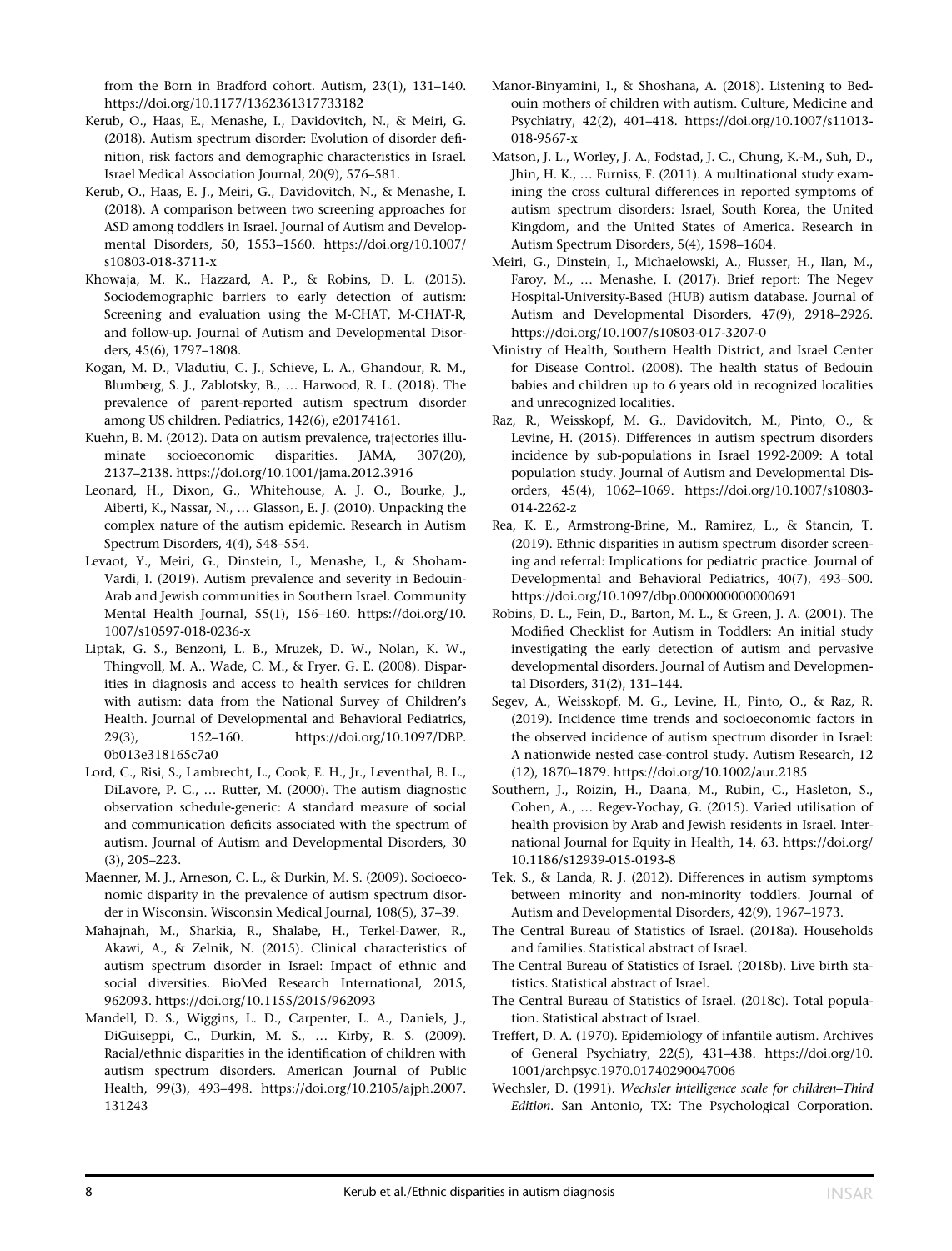from the Born in Bradford cohort. Autism, 23(1), 131–140. https://doi.org/10.1177/1362361317733182

Kerub, O., Haas, E., Menashe, I., Davidovitch, N., & Meiri, G. (2018). Autism spectrum disorder: Evolution of disorder definition, risk factors and demographic characteristics in Israel. Israel Medical Association Journal, 20(9), 576–581.

Kerub, O., Haas, E. J., Meiri, G., Davidovitch, N., & Menashe, I. (2018). A comparison between two screening approaches for ASD among toddlers in Israel. Journal of Autism and Developmental Disorders, 50, 1553–1560. https://doi.org/10.1007/s10803-018-3711-x

Khowaja, M. K., Hazzard, A. P., & Robins, D. L. (2015). Sociodemographic barriers to early detection of autism: Screening and evaluation using the M-CHAT, M-CHAT-R, and follow-up. Journal of Autism and Developmental Disorders, 45(6), 1797–1808.

Kogan, M. D., Vladutiu, C. J., Schieve, L. A., Ghandour, R. M., Blumberg, S. J., Zablotsky, B., … Harwood, R. L. (2018). The prevalence of parent-reported autism spectrum disorder among US children. Pediatrics, 142(6), e20174161.

Kuehn, B. M. (2012). Data on autism prevalence, trajectories illuminate socioeconomic disparities. JAMA, 307(20), 2137–2138. https://doi.org/10.1001/jama.2012.3916

Leonard, H., Dixon, G., Whitehouse, A. J. O., Bourke, J., Aiberti, K., Nassar, N., … Glasson, E. J. (2010). Unpacking the complex nature of the autism epidemic. Research in Autism Spectrum Disorders, 4(4), 548–554.

Levaot, Y., Meiri, G., Dinstein, I., Menashe, I., & Shoham-Vardi, I. (2019). Autism prevalence and severity in Bedouin-Arab and Jewish communities in Southern Israel. Community Mental Health Journal, 55(1), 156–160. https://doi.org/10.1007/s10597-018-0236-x

Liptak, G. S., Benzoni, L. B., Mruzek, D. W., Nolan, K. W., Thingvoll, M. A., Wade, C. M., & Fryer, G. E. (2008). Disparities in diagnosis and access to health services for children with autism: data from the National Survey of Children's Health. Journal of Developmental and Behavioral Pediatrics, 29(3), 152–160. https://doi.org/10.1097/DBP.0b013e318165c7a0

Lord, C., Risi, S., Lambrecht, L., Cook, E. H., Jr., Leventhal, B. L., DiLavore, P. C., … Rutter, M. (2000). The autism diagnostic observation schedule-generic: A standard measure of social and communication deficits associated with the spectrum of autism. Journal of Autism and Developmental Disorders, 30 (3), 205–223.

Maenner, M. J., Arneson, C. L., & Durkin, M. S. (2009). Socioeconomic disparity in the prevalence of autism spectrum disorder in Wisconsin. Wisconsin Medical Journal, 108(5), 37–39.

Mahajnah, M., Sharkia, R., Shalabe, H., Terkel-Dawer, R., Akawi, A., & Zelnik, N. (2015). Clinical characteristics of autism spectrum disorder in Israel: Impact of ethnic and social diversities. BioMed Research International, 2015, 962093. https://doi.org/10.1155/2015/962093

Mandell, D. S., Wiggins, L. D., Carpenter, L. A., Daniels, J., DiGuiseppi, C., Durkin, M. S., … Kirby, R. S. (2009). Racial/ethnic disparities in the identification of children with autism spectrum disorders. American Journal of Public Health, 99(3), 493–498. https://doi.org/10.2105/ajph.2007.131243

Manor-Binyamini, I., & Shoshana, A. (2018). Listening to Bedouin mothers of children with autism. Culture, Medicine and Psychiatry, 42(2), 401–418. https://doi.org/10.1007/s11013-018-9567-x

Matson, J. L., Worley, J. A., Fodstad, J. C., Chung, K.-M., Suh, D., Jhin, H. K., … Furniss, F. (2011). A multinational study examining the cross cultural differences in reported symptoms of autism spectrum disorders: Israel, South Korea, the United Kingdom, and the United States of America. Research in Autism Spectrum Disorders, 5(4), 1598–1604.

Meiri, G., Dinstein, I., Michaelowski, A., Flusser, H., Ilan, M., Faroy, M., … Menashe, I. (2017). Brief report: The Negev Hospital-University-Based (HUB) autism database. Journal of Autism and Developmental Disorders, 47(9), 2918–2926. https://doi.org/10.1007/s10803-017-3207-0

Ministry of Health, Southern Health District, and Israel Center for Disease Control. (2008). The health status of Bedouin babies and children up to 6 years old in recognized localities and unrecognized localities.

Raz, R., Weisskopf, M. G., Davidovitch, M., Pinto, O., & Levine, H. (2015). Differences in autism spectrum disorders incidence by sub-populations in Israel 1992-2009: A total population study. Journal of Autism and Developmental Disorders, 45(4), 1062–1069. https://doi.org/10.1007/s10803-014-2262-z

Rea, K. E., Armstrong-Brine, M., Ramirez, L., & Stancin, T. (2019). Ethnic disparities in autism spectrum disorder screening and referral: Implications for pediatric practice. Journal of Developmental and Behavioral Pediatrics, 40(7), 493–500. https://doi.org/10.1097/dbp.0000000000000691

Robins, D. L., Fein, D., Barton, M. L., & Green, J. A. (2001). The Modified Checklist for Autism in Toddlers: An initial study investigating the early detection of autism and pervasive developmental disorders. Journal of Autism and Developmental Disorders, 31(2), 131–144.

Segev, A., Weisskopf, M. G., Levine, H., Pinto, O., & Raz, R. (2019). Incidence time trends and socioeconomic factors in the observed incidence of autism spectrum disorder in Israel: A nationwide nested case-control study. Autism Research, 12 (12), 1870–1879. https://doi.org/10.1002/aur.2185

Southern, J., Roizin, H., Daana, M., Rubin, C., Hasleton, S., Cohen, A., … Regev-Yochay, G. (2015). Varied utilisation of health provision by Arab and Jewish residents in Israel. International Journal for Equity in Health, 14, 63. https://doi.org/10.1186/s12939-015-0193-8

Tek, S., & Landa, R. J. (2012). Differences in autism symptoms between minority and non-minority toddlers. Journal of Autism and Developmental Disorders, 42(9), 1967–1973.

The Central Bureau of Statistics of Israel. (2018a). Households and families. Statistical abstract of Israel.

The Central Bureau of Statistics of Israel. (2018b). Live birth statistics. Statistical abstract of Israel.

The Central Bureau of Statistics of Israel. (2018c). Total population. Statistical abstract of Israel.

Treffert, D. A. (1970). Epidemiology of infantile autism. Archives of General Psychiatry, 22(5), 431–438. https://doi.org/10.1001/archpsyc.1970.01740290047006

Wechsler, D. (1991). *Wechsler intelligence scale for children–Third Edition*. San Antonio, TX: The Psychological Corporation.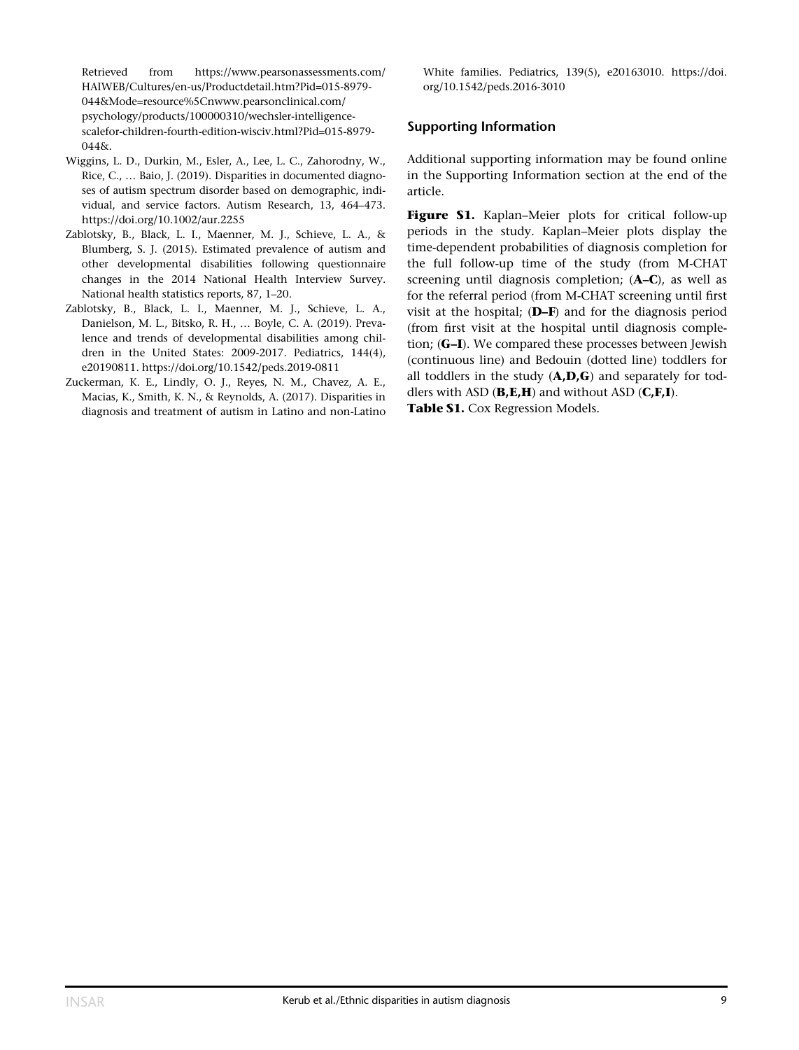Retrieved from https://www.pearsonassessments.com/HAIWEB/Cultures/en-us/Productdetail.htm?Pid=015-8979-044&Mode=resource%5Cnwww.pearsonclinical.com/psychology/products/100000310/wechsler-intelligence-scalefor-children-fourth-edition-wisciv.html?Pid=015-8979-044&.

Wiggins, L. D., Durkin, M., Esler, A., Lee, L. C., Zahorodny, W., Rice, C., … Baio, J. (2019). Disparities in documented diagnoses of autism spectrum disorder based on demographic, individual, and service factors. Autism Research, 13, 464–473. https://doi.org/10.1002/aur.2255

Zablotsky, B., Black, L. I., Maenner, M. J., Schieve, L. A., & Blumberg, S. J. (2015). Estimated prevalence of autism and other developmental disabilities following questionnaire changes in the 2014 National Health Interview Survey. National health statistics reports, 87, 1–20.

Zablotsky, B., Black, L. I., Maenner, M. J., Schieve, L. A., Danielson, M. L., Bitsko, R. H., … Boyle, C. A. (2019). Prevalence and trends of developmental disabilities among children in the United States: 2009-2017. Pediatrics, 144(4), e20190811. https://doi.org/10.1542/peds.2019-0811

Zuckerman, K. E., Lindly, O. J., Reyes, N. M., Chavez, A. E., Macias, K., Smith, K. N., & Reynolds, A. (2017). Disparities in diagnosis and treatment of autism in Latino and non-Latino White families. Pediatrics, 139(5), e20163010. https://doi.org/10.1542/peds.2016-3010

## Supporting Information

Additional supporting information may be found online in the Supporting Information section at the end of the article.

**Figure S1.** Kaplan–Meier plots for critical follow-up periods in the study. Kaplan–Meier plots display the time-dependent probabilities of diagnosis completion for the full follow-up time of the study (from M-CHAT screening until diagnosis completion; (**A–C**), as well as for the referral period (from M-CHAT screening until first visit at the hospital; (**D–F**) and for the diagnosis period (from first visit at the hospital until diagnosis completion; (**G–I**). We compared these processes between Jewish (continuous line) and Bedouin (dotted line) toddlers for all toddlers in the study (**A,D,G**) and separately for toddlers with ASD (**B,E,H**) and without ASD (**C,F,I**).

**Table S1.** Cox Regression Models.